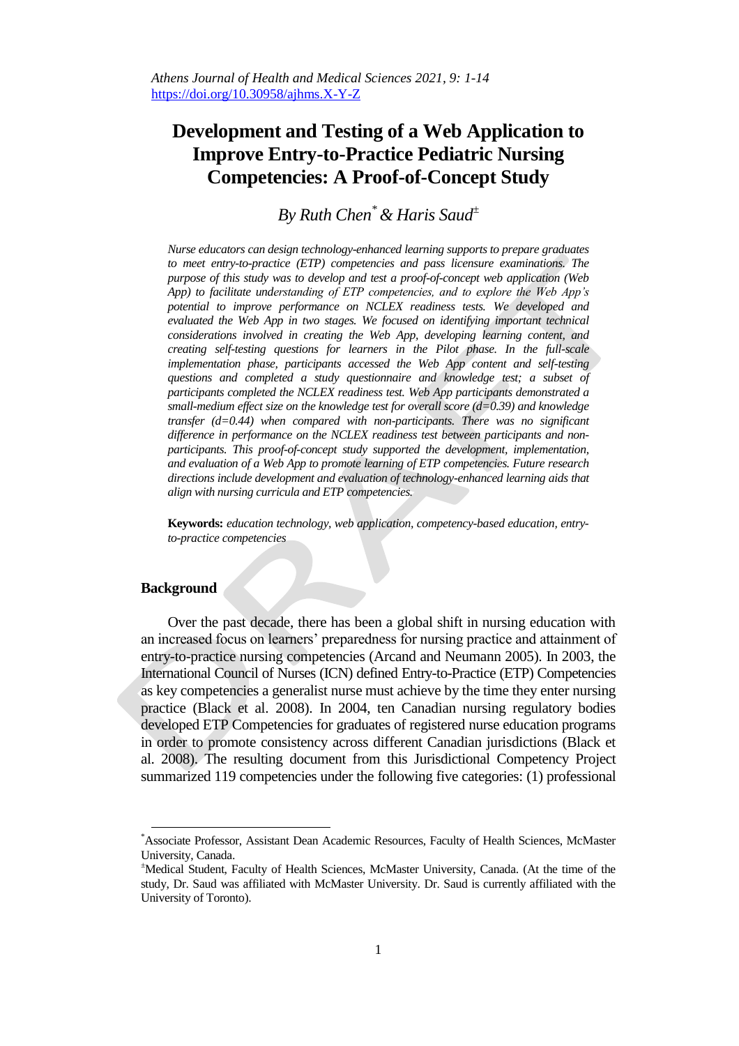# Development and Testing of a Web Application to Improve Entry-to-Practice Pediatric Nursing Competencies: A Proof-of-Concept Study

*By Ruth Chen[*] & Haris Saud[±]*

*Nurse educators can design technology-enhanced learning supports to prepare graduates to meet entry-to-practice (ETP) competencies and pass licensure examinations. The purpose of this study was to develop and test a proof-of-concept web application (Web App) to facilitate understanding of ETP competencies, and to explore the Web App's potential to improve performance on NCLEX readiness tests. We developed and evaluated the Web App in two stages. We focused on identifying important technical considerations involved in creating the Web App, developing learning content, and creating self-testing questions for learners in the Pilot phase. In the full-scale implementation phase, participants accessed the Web App content and self-testing questions and completed a study questionnaire and knowledge test; a subset of participants completed the NCLEX readiness test. Web App participants demonstrated a small-medium effect size on the knowledge test for overall score ($d$=0.39) and knowledge transfer ($d$=0.44) when compared with non-participants. There was no significant difference in performance on the NCLEX readiness test between participants and non-participants. This proof-of-concept study supported the development, implementation, and evaluation of a Web App to promote learning of ETP competencies. Future research directions include development and evaluation of technology-enhanced learning aids that align with nursing curricula and ETP competencies.*

**Keywords:** *education technology, web application, competency-based education, entry-to-practice competencies*

## Background

Over the past decade, there has been a global shift in nursing education with an increased focus on learners' preparedness for nursing practice and attainment of entry-to-practice nursing competencies (Arcand and Neumann 2005). In 2003, the International Council of Nurses (ICN) defined Entry-to-Practice (ETP) Competencies as key competencies a generalist nurse must achieve by the time they enter nursing practice (Black et al. 2008). In 2004, ten Canadian nursing regulatory bodies developed ETP Competencies for graduates of registered nurse education programs in order to promote consistency across different Canadian jurisdictions (Black et al. 2008). The resulting document from this Jurisdictional Competency Project summarized 119 competencies under the following five categories: (1) professional

---

[*]Associate Professor, Assistant Dean Academic Resources, Faculty of Health Sciences, McMaster University, Canada.

[±]Medical Student, Faculty of Health Sciences, McMaster University, Canada. (At the time of the study, Dr. Saud was affiliated with McMaster University. Dr. Saud is currently affiliated with the University of Toronto).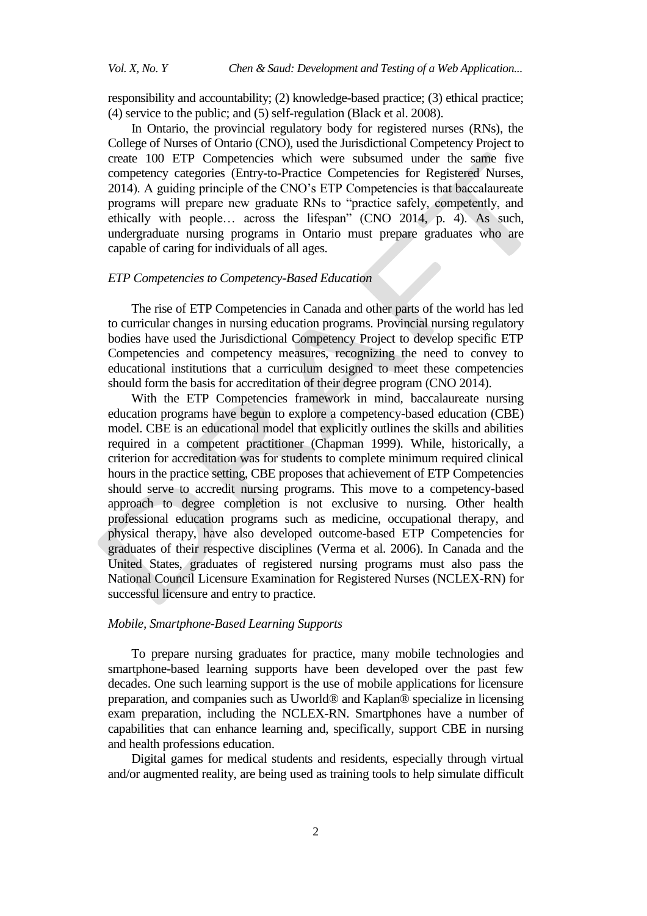responsibility and accountability; (2) knowledge-based practice; (3) ethical practice; (4) service to the public; and (5) self-regulation (Black et al. 2008).

In Ontario, the provincial regulatory body for registered nurses (RNs), the College of Nurses of Ontario (CNO), used the Jurisdictional Competency Project to create 100 ETP Competencies which were subsumed under the same five competency categories (Entry-to-Practice Competencies for Registered Nurses, 2014). A guiding principle of the CNO's ETP Competencies is that baccalaureate programs will prepare new graduate RNs to "practice safely, competently, and ethically with people… across the lifespan" (CNO 2014, p. 4). As such, undergraduate nursing programs in Ontario must prepare graduates who are capable of caring for individuals of all ages.

### *ETP Competencies to Competency-Based Education*

The rise of ETP Competencies in Canada and other parts of the world has led to curricular changes in nursing education programs. Provincial nursing regulatory bodies have used the Jurisdictional Competency Project to develop specific ETP Competencies and competency measures, recognizing the need to convey to educational institutions that a curriculum designed to meet these competencies should form the basis for accreditation of their degree program (CNO 2014).

With the ETP Competencies framework in mind, baccalaureate nursing education programs have begun to explore a competency-based education (CBE) model. CBE is an educational model that explicitly outlines the skills and abilities required in a competent practitioner (Chapman 1999). While, historically, a criterion for accreditation was for students to complete minimum required clinical hours in the practice setting, CBE proposes that achievement of ETP Competencies should serve to accredit nursing programs. This move to a competency-based approach to degree completion is not exclusive to nursing. Other health professional education programs such as medicine, occupational therapy, and physical therapy, have also developed outcome-based ETP Competencies for graduates of their respective disciplines (Verma et al. 2006). In Canada and the United States, graduates of registered nursing programs must also pass the National Council Licensure Examination for Registered Nurses (NCLEX-RN) for successful licensure and entry to practice.

### *Mobile, Smartphone-Based Learning Supports*

To prepare nursing graduates for practice, many mobile technologies and smartphone-based learning supports have been developed over the past few decades. One such learning support is the use of mobile applications for licensure preparation, and companies such as Uworld® and Kaplan® specialize in licensing exam preparation, including the NCLEX-RN. Smartphones have a number of capabilities that can enhance learning and, specifically, support CBE in nursing and health professions education.

Digital games for medical students and residents, especially through virtual and/or augmented reality, are being used as training tools to help simulate difficult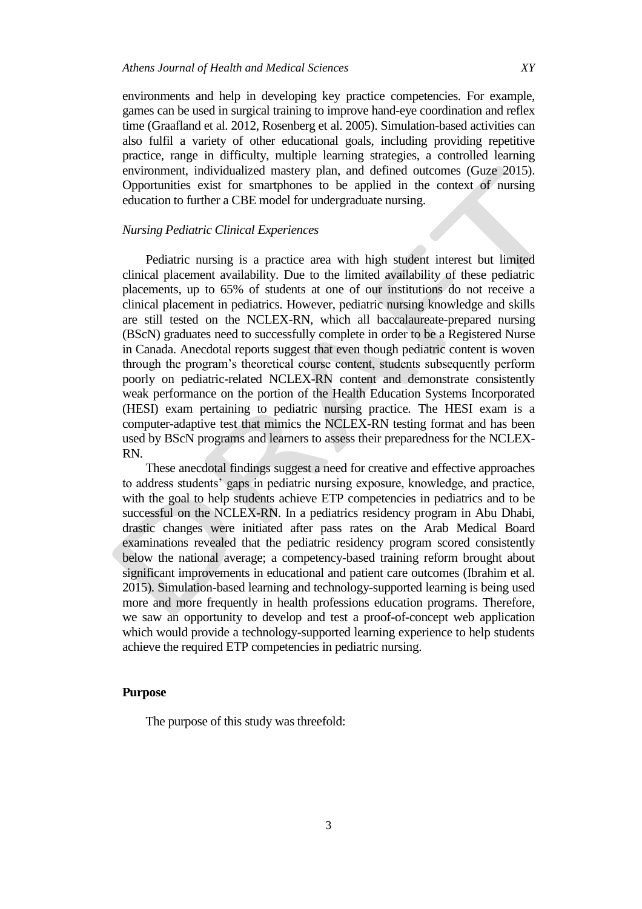environments and help in developing key practice competencies. For example, games can be used in surgical training to improve hand-eye coordination and reflex time (Graafland et al. 2012, Rosenberg et al. 2005). Simulation-based activities can also fulfil a variety of other educational goals, including providing repetitive practice, range in difficulty, multiple learning strategies, a controlled learning environment, individualized mastery plan, and defined outcomes (Guze 2015). Opportunities exist for smartphones to be applied in the context of nursing education to further a CBE model for undergraduate nursing.

*Nursing Pediatric Clinical Experiences*

Pediatric nursing is a practice area with high student interest but limited clinical placement availability. Due to the limited availability of these pediatric placements, up to 65% of students at one of our institutions do not receive a clinical placement in pediatrics. However, pediatric nursing knowledge and skills are still tested on the NCLEX-RN, which all baccalaureate-prepared nursing (BScN) graduates need to successfully complete in order to be a Registered Nurse in Canada. Anecdotal reports suggest that even though pediatric content is woven through the program's theoretical course content, students subsequently perform poorly on pediatric-related NCLEX-RN content and demonstrate consistently weak performance on the portion of the Health Education Systems Incorporated (HESI) exam pertaining to pediatric nursing practice. The HESI exam is a computer-adaptive test that mimics the NCLEX-RN testing format and has been used by BScN programs and learners to assess their preparedness for the NCLEX-RN.

These anecdotal findings suggest a need for creative and effective approaches to address students' gaps in pediatric nursing exposure, knowledge, and practice, with the goal to help students achieve ETP competencies in pediatrics and to be successful on the NCLEX-RN. In a pediatrics residency program in Abu Dhabi, drastic changes were initiated after pass rates on the Arab Medical Board examinations revealed that the pediatric residency program scored consistently below the national average; a competency-based training reform brought about significant improvements in educational and patient care outcomes (Ibrahim et al. 2015). Simulation-based learning and technology-supported learning is being used more and more frequently in health professions education programs. Therefore, we saw an opportunity to develop and test a proof-of-concept web application which would provide a technology-supported learning experience to help students achieve the required ETP competencies in pediatric nursing.

## Purpose

The purpose of this study was threefold: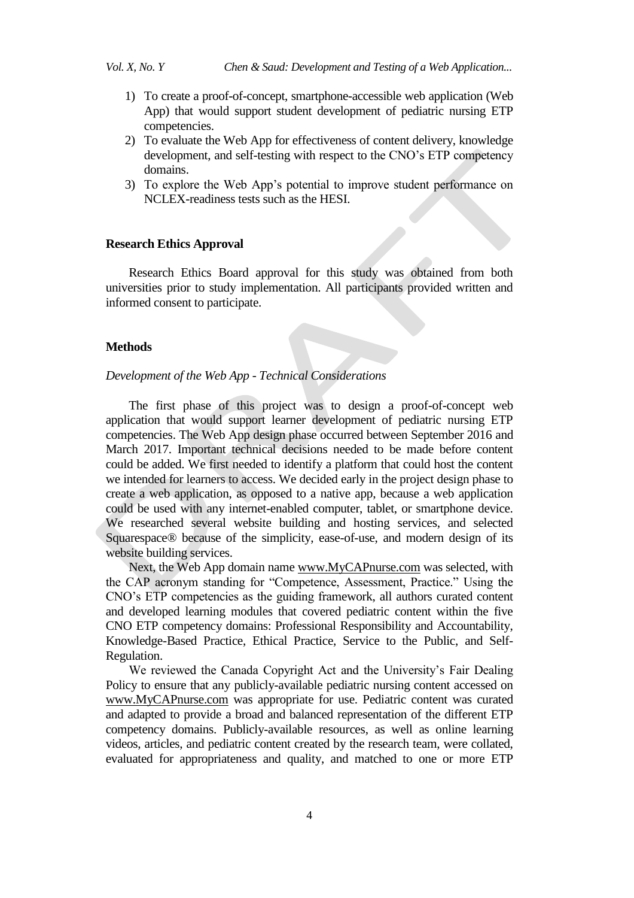1) To create a proof-of-concept, smartphone-accessible web application (Web App) that would support student development of pediatric nursing ETP competencies.
2) To evaluate the Web App for effectiveness of content delivery, knowledge development, and self-testing with respect to the CNO's ETP competency domains.
3) To explore the Web App's potential to improve student performance on NCLEX-readiness tests such as the HESI.

## Research Ethics Approval

Research Ethics Board approval for this study was obtained from both universities prior to study implementation. All participants provided written and informed consent to participate.

## Methods

### *Development of the Web App - Technical Considerations*

The first phase of this project was to design a proof-of-concept web application that would support learner development of pediatric nursing ETP competencies. The Web App design phase occurred between September 2016 and March 2017. Important technical decisions needed to be made before content could be added. We first needed to identify a platform that could host the content we intended for learners to access. We decided early in the project design phase to create a web application, as opposed to a native app, because a web application could be used with any internet-enabled computer, tablet, or smartphone device. We researched several website building and hosting services, and selected Squarespace® because of the simplicity, ease-of-use, and modern design of its website building services.

Next, the Web App domain name www.MyCAPnurse.com was selected, with the CAP acronym standing for "Competence, Assessment, Practice." Using the CNO's ETP competencies as the guiding framework, all authors curated content and developed learning modules that covered pediatric content within the five CNO ETP competency domains: Professional Responsibility and Accountability, Knowledge-Based Practice, Ethical Practice, Service to the Public, and Self-Regulation.

We reviewed the Canada Copyright Act and the University's Fair Dealing Policy to ensure that any publicly-available pediatric nursing content accessed on www.MyCAPnurse.com was appropriate for use. Pediatric content was curated and adapted to provide a broad and balanced representation of the different ETP competency domains. Publicly-available resources, as well as online learning videos, articles, and pediatric content created by the research team, were collated, evaluated for appropriateness and quality, and matched to one or more ETP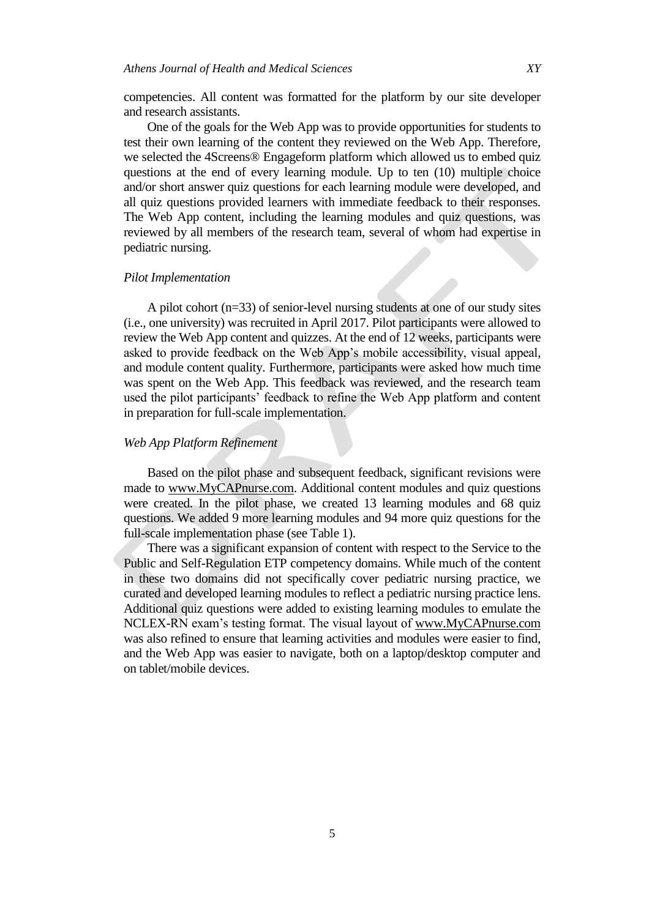competencies. All content was formatted for the platform by our site developer and research assistants.

One of the goals for the Web App was to provide opportunities for students to test their own learning of the content they reviewed on the Web App. Therefore, we selected the 4Screens® Engageform platform which allowed us to embed quiz questions at the end of every learning module. Up to ten (10) multiple choice and/or short answer quiz questions for each learning module were developed, and all quiz questions provided learners with immediate feedback to their responses. The Web App content, including the learning modules and quiz questions, was reviewed by all members of the research team, several of whom had expertise in pediatric nursing.

*Pilot Implementation*

A pilot cohort (n=33) of senior-level nursing students at one of our study sites (i.e., one university) was recruited in April 2017. Pilot participants were allowed to review the Web App content and quizzes. At the end of 12 weeks, participants were asked to provide feedback on the Web App's mobile accessibility, visual appeal, and module content quality. Furthermore, participants were asked how much time was spent on the Web App. This feedback was reviewed, and the research team used the pilot participants' feedback to refine the Web App platform and content in preparation for full-scale implementation.

*Web App Platform Refinement*

Based on the pilot phase and subsequent feedback, significant revisions were made to www.MyCAPnurse.com. Additional content modules and quiz questions were created. In the pilot phase, we created 13 learning modules and 68 quiz questions. We added 9 more learning modules and 94 more quiz questions for the full-scale implementation phase (see Table 1).

There was a significant expansion of content with respect to the Service to the Public and Self-Regulation ETP competency domains. While much of the content in these two domains did not specifically cover pediatric nursing practice, we curated and developed learning modules to reflect a pediatric nursing practice lens. Additional quiz questions were added to existing learning modules to emulate the NCLEX-RN exam's testing format. The visual layout of www.MyCAPnurse.com was also refined to ensure that learning activities and modules were easier to find, and the Web App was easier to navigate, both on a laptop/desktop computer and on tablet/mobile devices.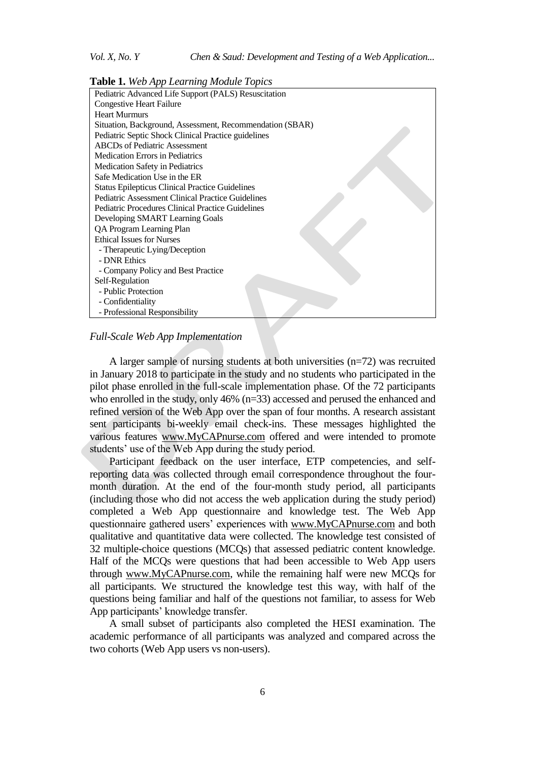**Table 1.** *Web App Learning Module Topics*

| |
|---|
| Pediatric Advanced Life Support (PALS) Resuscitation |
| Congestive Heart Failure |
| Heart Murmurs |
| Situation, Background, Assessment, Recommendation (SBAR) |
| Pediatric Septic Shock Clinical Practice guidelines |
| ABCDs of Pediatric Assessment |
| Medication Errors in Pediatrics |
| Medication Safety in Pediatrics |
| Safe Medication Use in the ER |
| Status Epilepticus Clinical Practice Guidelines |
| Pediatric Assessment Clinical Practice Guidelines |
| Pediatric Procedures Clinical Practice Guidelines |
| Developing SMART Learning Goals |
| QA Program Learning Plan |
| Ethical Issues for Nurses |
| - Therapeutic Lying/Deception |
| - DNR Ethics |
| - Company Policy and Best Practice |
| Self-Regulation |
| - Public Protection |
| - Confidentiality |
| - Professional Responsibility |

*Full-Scale Web App Implementation*

A larger sample of nursing students at both universities (n=72) was recruited in January 2018 to participate in the study and no students who participated in the pilot phase enrolled in the full-scale implementation phase. Of the 72 participants who enrolled in the study, only 46% (n=33) accessed and perused the enhanced and refined version of the Web App over the span of four months. A research assistant sent participants bi-weekly email check-ins. These messages highlighted the various features www.MyCAPnurse.com offered and were intended to promote students' use of the Web App during the study period.

Participant feedback on the user interface, ETP competencies, and self-reporting data was collected through email correspondence throughout the four-month duration. At the end of the four-month study period, all participants (including those who did not access the web application during the study period) completed a Web App questionnaire and knowledge test. The Web App questionnaire gathered users' experiences with www.MyCAPnurse.com and both qualitative and quantitative data were collected. The knowledge test consisted of 32 multiple-choice questions (MCQs) that assessed pediatric content knowledge. Half of the MCQs were questions that had been accessible to Web App users through www.MyCAPnurse.com, while the remaining half were new MCQs for all participants. We structured the knowledge test this way, with half of the questions being familiar and half of the questions not familiar, to assess for Web App participants' knowledge transfer.

A small subset of participants also completed the HESI examination. The academic performance of all participants was analyzed and compared across the two cohorts (Web App users vs non-users).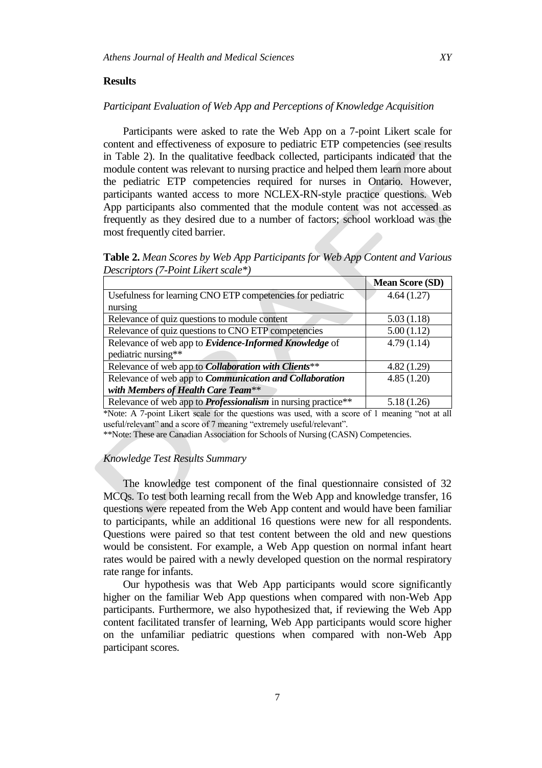## Results

### *Participant Evaluation of Web App and Perceptions of Knowledge Acquisition*

Participants were asked to rate the Web App on a 7-point Likert scale for content and effectiveness of exposure to pediatric ETP competencies (see results in Table 2). In the qualitative feedback collected, participants indicated that the module content was relevant to nursing practice and helped them learn more about the pediatric ETP competencies required for nurses in Ontario. However, participants wanted access to more NCLEX-RN-style practice questions. Web App participants also commented that the module content was not accessed as frequently as they desired due to a number of factors; school workload was the most frequently cited barrier.

**Table 2.** *Mean Scores by Web App Participants for Web App Content and Various Descriptors (7-Point Likert scale\*)*

| | **Mean Score (SD)** |
|---|---|
| Usefulness for learning CNO ETP competencies for pediatric nursing | 4.64 (1.27) |
| Relevance of quiz questions to module content | 5.03 (1.18) |
| Relevance of quiz questions to CNO ETP competencies | 5.00 (1.12) |
| Relevance of web app to ***Evidence-Informed Knowledge*** of pediatric nursing\*\* | 4.79 (1.14) |
| Relevance of web app to ***Collaboration with Clients***\*\* | 4.82 (1.29) |
| Relevance of web app to ***Communication and Collaboration with Members of Health Care Team***\*\* | 4.85 (1.20) |
| Relevance of web app to ***Professionalism*** in nursing practice\*\* | 5.18 (1.26) |

\*Note: A 7-point Likert scale for the questions was used, with a score of 1 meaning "not at all useful/relevant" and a score of 7 meaning "extremely useful/relevant".

\*\*Note: These are Canadian Association for Schools of Nursing (CASN) Competencies.

### *Knowledge Test Results Summary*

The knowledge test component of the final questionnaire consisted of 32 MCQs. To test both learning recall from the Web App and knowledge transfer, 16 questions were repeated from the Web App content and would have been familiar to participants, while an additional 16 questions were new for all respondents. Questions were paired so that test content between the old and new questions would be consistent. For example, a Web App question on normal infant heart rates would be paired with a newly developed question on the normal respiratory rate range for infants.

Our hypothesis was that Web App participants would score significantly higher on the familiar Web App questions when compared with non-Web App participants. Furthermore, we also hypothesized that, if reviewing the Web App content facilitated transfer of learning, Web App participants would score higher on the unfamiliar pediatric questions when compared with non-Web App participant scores.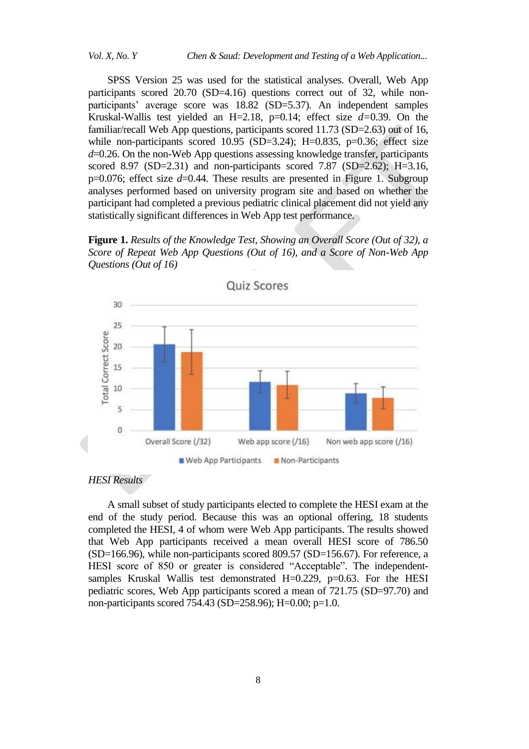SPSS Version 25 was used for the statistical analyses. Overall, Web App participants scored 20.70 (SD=4.16) questions correct out of 32, while non-participants' average score was 18.82 (SD=5.37). An independent samples Kruskal-Wallis test yielded an H=2.18, p=0.14; effect size *d*=0.39. On the familiar/recall Web App questions, participants scored 11.73 (SD=2.63) out of 16, while non-participants scored 10.95 (SD=3.24); H=0.835, p=0.36; effect size *d*=0.26. On the non-Web App questions assessing knowledge transfer, participants scored 8.97 (SD=2.31) and non-participants scored 7.87 (SD=2.62); H=3.16, p=0.076; effect size *d*=0.44. These results are presented in Figure 1. Subgroup analyses performed based on university program site and based on whether the participant had completed a previous pediatric clinical placement did not yield any statistically significant differences in Web App test performance.

**Figure 1.** *Results of the Knowledge Test, Showing an Overall Score (Out of 32), a Score of Repeat Web App Questions (Out of 16), and a Score of Non-Web App Questions (Out of 16)*

*HESI Results*

A small subset of study participants elected to complete the HESI exam at the end of the study period. Because this was an optional offering, 18 students completed the HESI, 4 of whom were Web App participants. The results showed that Web App participants received a mean overall HESI score of 786.50 (SD=166.96), while non-participants scored 809.57 (SD=156.67). For reference, a HESI score of 850 or greater is considered "Acceptable". The independent-samples Kruskal Wallis test demonstrated H=0.229, p=0.63. For the HESI pediatric scores, Web App participants scored a mean of 721.75 (SD=97.70) and non-participants scored 754.43 (SD=258.96); H=0.00; p=1.0.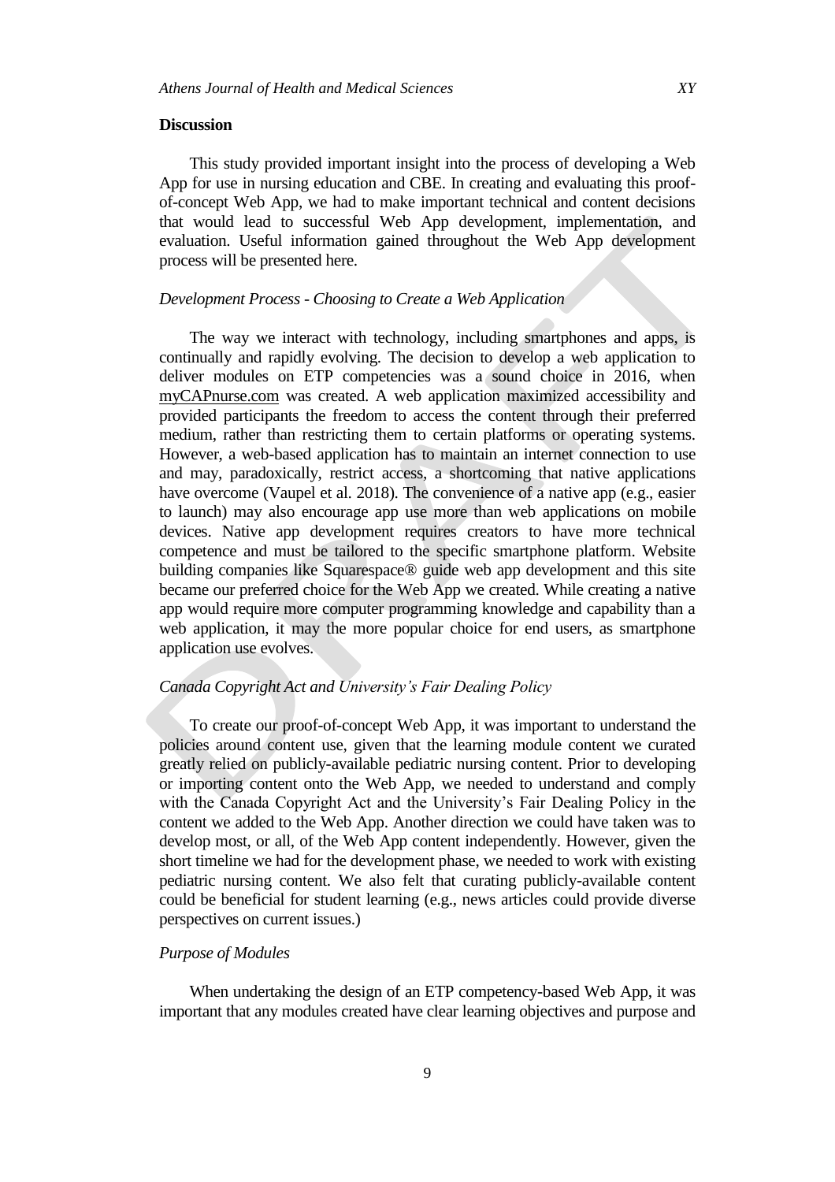**Discussion**

This study provided important insight into the process of developing a Web App for use in nursing education and CBE. In creating and evaluating this proof-of-concept Web App, we had to make important technical and content decisions that would lead to successful Web App development, implementation, and evaluation. Useful information gained throughout the Web App development process will be presented here.

*Development Process - Choosing to Create a Web Application*

The way we interact with technology, including smartphones and apps, is continually and rapidly evolving. The decision to develop a web application to deliver modules on ETP competencies was a sound choice in 2016, when myCAPnurse.com was created. A web application maximized accessibility and provided participants the freedom to access the content through their preferred medium, rather than restricting them to certain platforms or operating systems. However, a web-based application has to maintain an internet connection to use and may, paradoxically, restrict access, a shortcoming that native applications have overcome (Vaupel et al. 2018). The convenience of a native app (e.g., easier to launch) may also encourage app use more than web applications on mobile devices. Native app development requires creators to have more technical competence and must be tailored to the specific smartphone platform. Website building companies like Squarespace® guide web app development and this site became our preferred choice for the Web App we created. While creating a native app would require more computer programming knowledge and capability than a web application, it may the more popular choice for end users, as smartphone application use evolves.

*Canada Copyright Act and University's Fair Dealing Policy*

To create our proof-of-concept Web App, it was important to understand the policies around content use, given that the learning module content we curated greatly relied on publicly-available pediatric nursing content. Prior to developing or importing content onto the Web App, we needed to understand and comply with the Canada Copyright Act and the University's Fair Dealing Policy in the content we added to the Web App. Another direction we could have taken was to develop most, or all, of the Web App content independently. However, given the short timeline we had for the development phase, we needed to work with existing pediatric nursing content. We also felt that curating publicly-available content could be beneficial for student learning (e.g., news articles could provide diverse perspectives on current issues.)

*Purpose of Modules*

When undertaking the design of an ETP competency-based Web App, it was important that any modules created have clear learning objectives and purpose and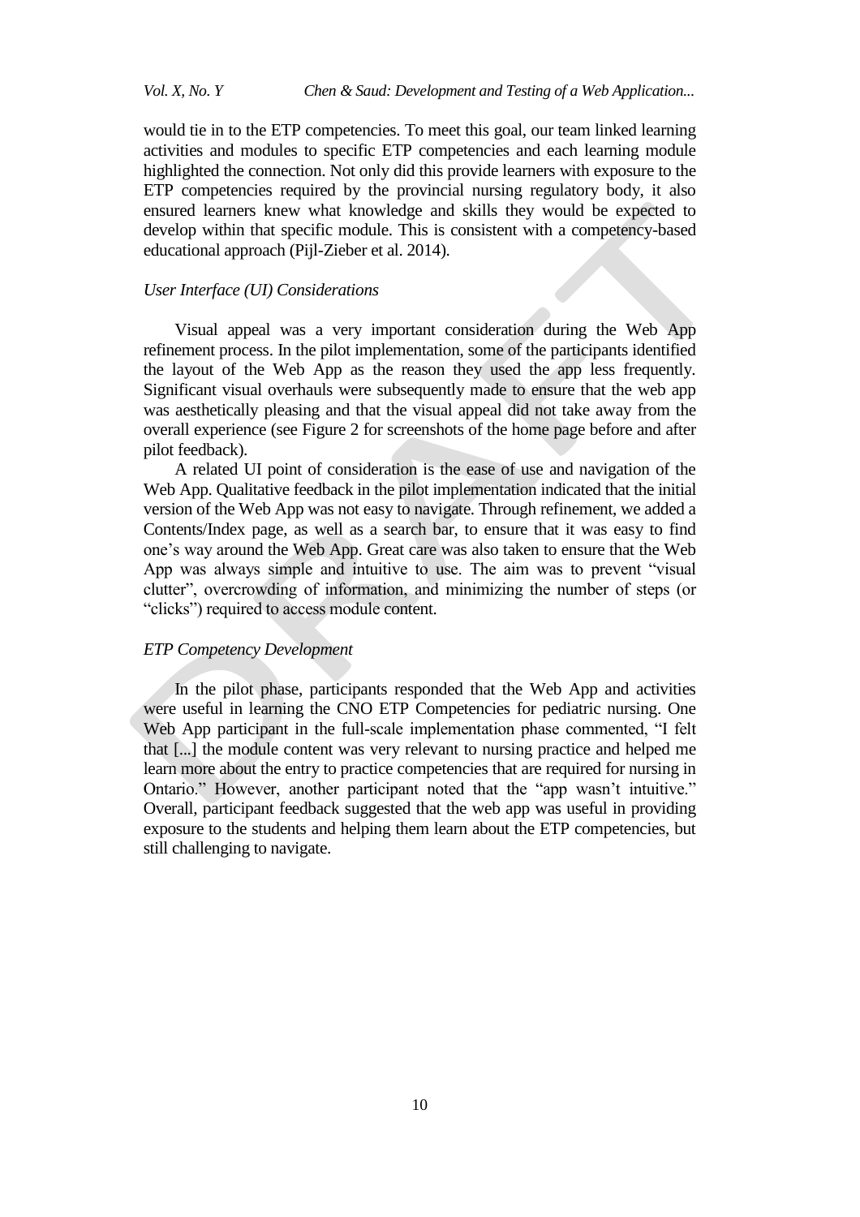would tie in to the ETP competencies. To meet this goal, our team linked learning activities and modules to specific ETP competencies and each learning module highlighted the connection. Not only did this provide learners with exposure to the ETP competencies required by the provincial nursing regulatory body, it also ensured learners knew what knowledge and skills they would be expected to develop within that specific module. This is consistent with a competency-based educational approach (Pijl-Zieber et al. 2014).

*User Interface (UI) Considerations*

Visual appeal was a very important consideration during the Web App refinement process. In the pilot implementation, some of the participants identified the layout of the Web App as the reason they used the app less frequently. Significant visual overhauls were subsequently made to ensure that the web app was aesthetically pleasing and that the visual appeal did not take away from the overall experience (see Figure 2 for screenshots of the home page before and after pilot feedback).

A related UI point of consideration is the ease of use and navigation of the Web App. Qualitative feedback in the pilot implementation indicated that the initial version of the Web App was not easy to navigate. Through refinement, we added a Contents/Index page, as well as a search bar, to ensure that it was easy to find one's way around the Web App. Great care was also taken to ensure that the Web App was always simple and intuitive to use. The aim was to prevent "visual clutter", overcrowding of information, and minimizing the number of steps (or "clicks") required to access module content.

*ETP Competency Development*

In the pilot phase, participants responded that the Web App and activities were useful in learning the CNO ETP Competencies for pediatric nursing. One Web App participant in the full-scale implementation phase commented, "I felt that [...] the module content was very relevant to nursing practice and helped me learn more about the entry to practice competencies that are required for nursing in Ontario." However, another participant noted that the "app wasn't intuitive." Overall, participant feedback suggested that the web app was useful in providing exposure to the students and helping them learn about the ETP competencies, but still challenging to navigate.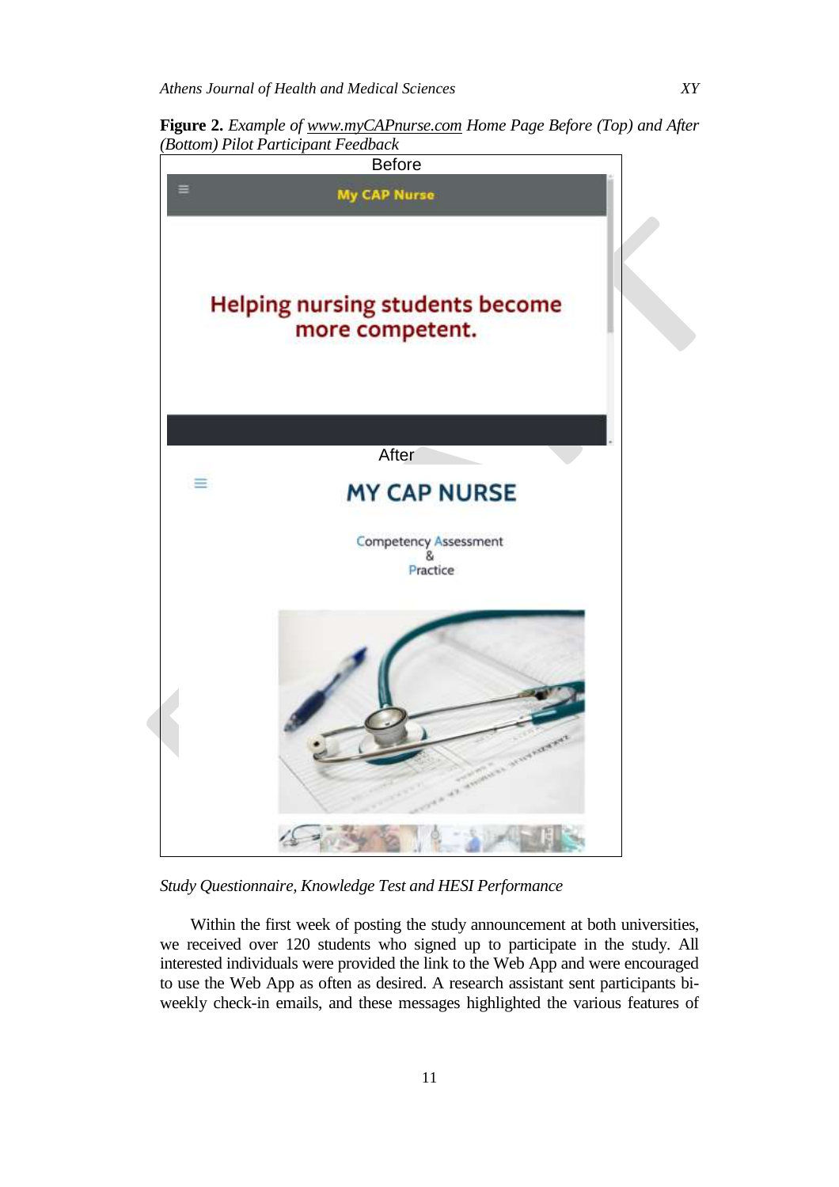**Figure 2.** *Example of* *www.myCAPnurse.com* *Home Page Before (Top) and After (Bottom) Pilot Participant Feedback*

*Study Questionnaire, Knowledge Test and HESI Performance*

Within the first week of posting the study announcement at both universities, we received over 120 students who signed up to participate in the study. All interested individuals were provided the link to the Web App and were encouraged to use the Web App as often as desired. A research assistant sent participants bi-weekly check-in emails, and these messages highlighted the various features of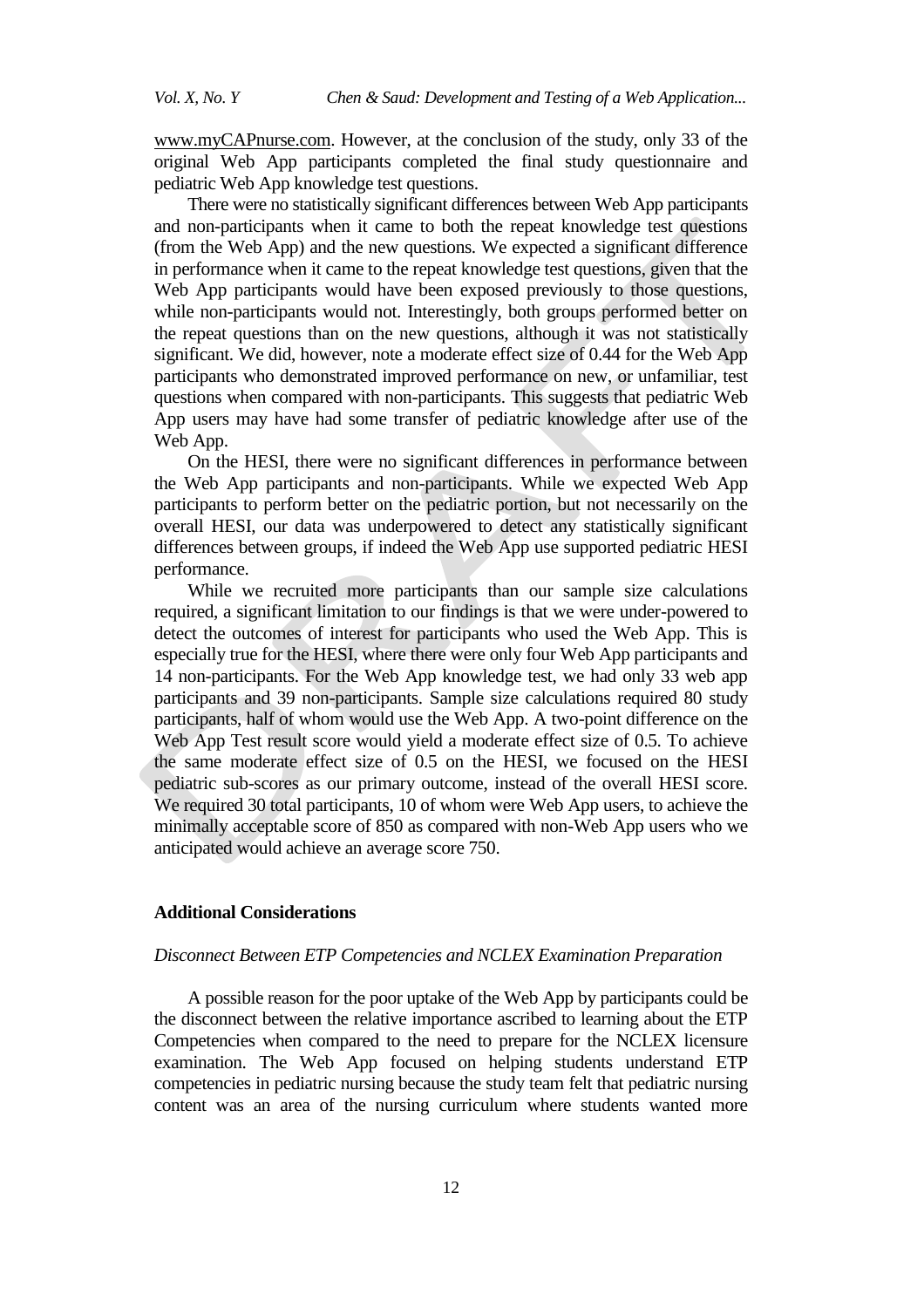www.myCAPnurse.com. However, at the conclusion of the study, only 33 of the original Web App participants completed the final study questionnaire and pediatric Web App knowledge test questions.

There were no statistically significant differences between Web App participants and non-participants when it came to both the repeat knowledge test questions (from the Web App) and the new questions. We expected a significant difference in performance when it came to the repeat knowledge test questions, given that the Web App participants would have been exposed previously to those questions, while non-participants would not. Interestingly, both groups performed better on the repeat questions than on the new questions, although it was not statistically significant. We did, however, note a moderate effect size of 0.44 for the Web App participants who demonstrated improved performance on new, or unfamiliar, test questions when compared with non-participants. This suggests that pediatric Web App users may have had some transfer of pediatric knowledge after use of the Web App.

On the HESI, there were no significant differences in performance between the Web App participants and non-participants. While we expected Web App participants to perform better on the pediatric portion, but not necessarily on the overall HESI, our data was underpowered to detect any statistically significant differences between groups, if indeed the Web App use supported pediatric HESI performance.

While we recruited more participants than our sample size calculations required, a significant limitation to our findings is that we were under-powered to detect the outcomes of interest for participants who used the Web App. This is especially true for the HESI, where there were only four Web App participants and 14 non-participants. For the Web App knowledge test, we had only 33 web app participants and 39 non-participants. Sample size calculations required 80 study participants, half of whom would use the Web App. A two-point difference on the Web App Test result score would yield a moderate effect size of 0.5. To achieve the same moderate effect size of 0.5 on the HESI, we focused on the HESI pediatric sub-scores as our primary outcome, instead of the overall HESI score. We required 30 total participants, 10 of whom were Web App users, to achieve the minimally acceptable score of 850 as compared with non-Web App users who we anticipated would achieve an average score 750.

### Additional Considerations

#### *Disconnect Between ETP Competencies and NCLEX Examination Preparation*

A possible reason for the poor uptake of the Web App by participants could be the disconnect between the relative importance ascribed to learning about the ETP Competencies when compared to the need to prepare for the NCLEX licensure examination. The Web App focused on helping students understand ETP competencies in pediatric nursing because the study team felt that pediatric nursing content was an area of the nursing curriculum where students wanted more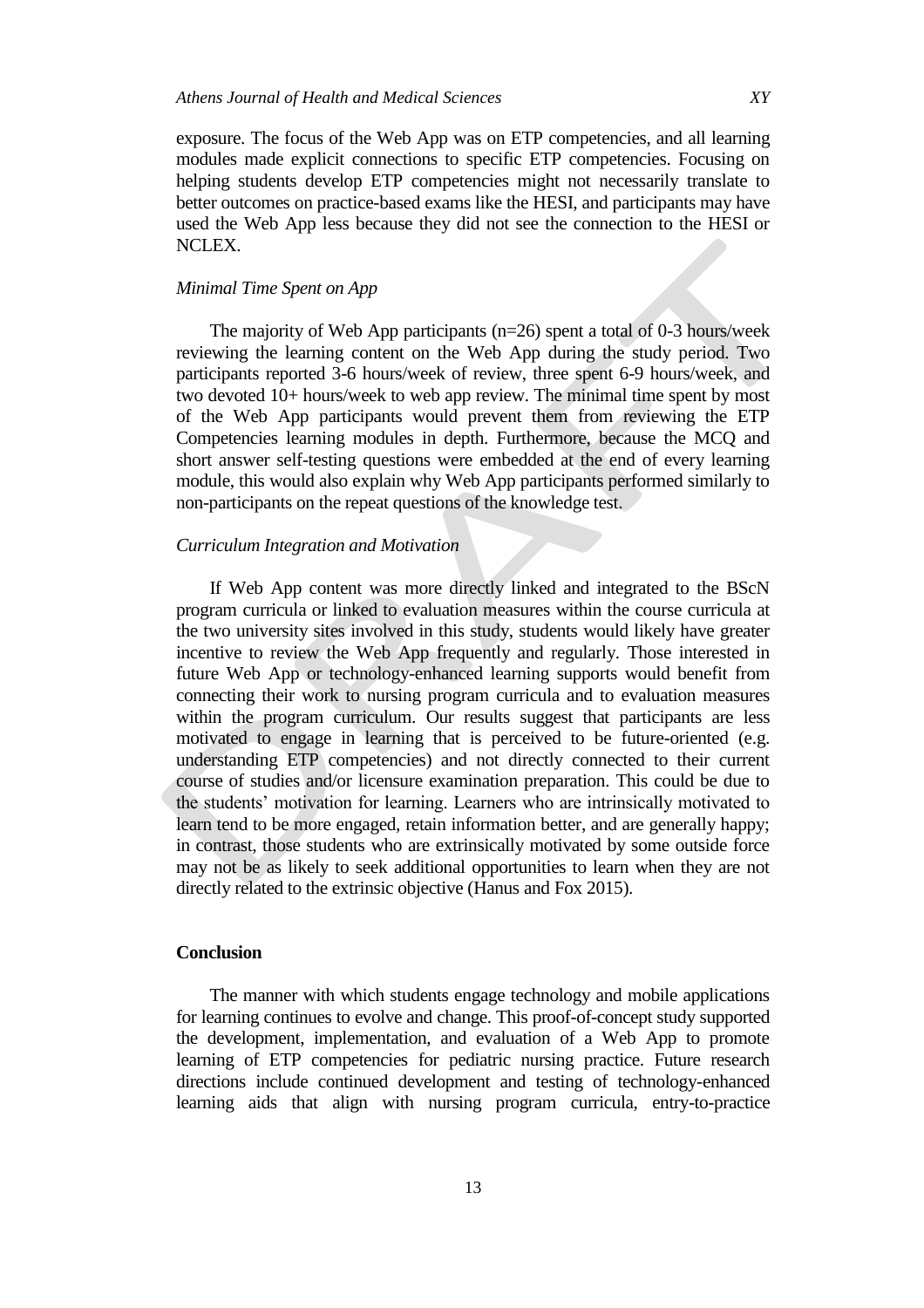exposure. The focus of the Web App was on ETP competencies, and all learning modules made explicit connections to specific ETP competencies. Focusing on helping students develop ETP competencies might not necessarily translate to better outcomes on practice-based exams like the HESI, and participants may have used the Web App less because they did not see the connection to the HESI or NCLEX.

### *Minimal Time Spent on App*

The majority of Web App participants (n=26) spent a total of 0-3 hours/week reviewing the learning content on the Web App during the study period. Two participants reported 3-6 hours/week of review, three spent 6-9 hours/week, and two devoted 10+ hours/week to web app review. The minimal time spent by most of the Web App participants would prevent them from reviewing the ETP Competencies learning modules in depth. Furthermore, because the MCQ and short answer self-testing questions were embedded at the end of every learning module, this would also explain why Web App participants performed similarly to non-participants on the repeat questions of the knowledge test.

### *Curriculum Integration and Motivation*

If Web App content was more directly linked and integrated to the BScN program curricula or linked to evaluation measures within the course curricula at the two university sites involved in this study, students would likely have greater incentive to review the Web App frequently and regularly. Those interested in future Web App or technology-enhanced learning supports would benefit from connecting their work to nursing program curricula and to evaluation measures within the program curriculum. Our results suggest that participants are less motivated to engage in learning that is perceived to be future-oriented (e.g. understanding ETP competencies) and not directly connected to their current course of studies and/or licensure examination preparation. This could be due to the students' motivation for learning. Learners who are intrinsically motivated to learn tend to be more engaged, retain information better, and are generally happy; in contrast, those students who are extrinsically motivated by some outside force may not be as likely to seek additional opportunities to learn when they are not directly related to the extrinsic objective (Hanus and Fox 2015).

## Conclusion

The manner with which students engage technology and mobile applications for learning continues to evolve and change. This proof-of-concept study supported the development, implementation, and evaluation of a Web App to promote learning of ETP competencies for pediatric nursing practice. Future research directions include continued development and testing of technology-enhanced learning aids that align with nursing program curricula, entry-to-practice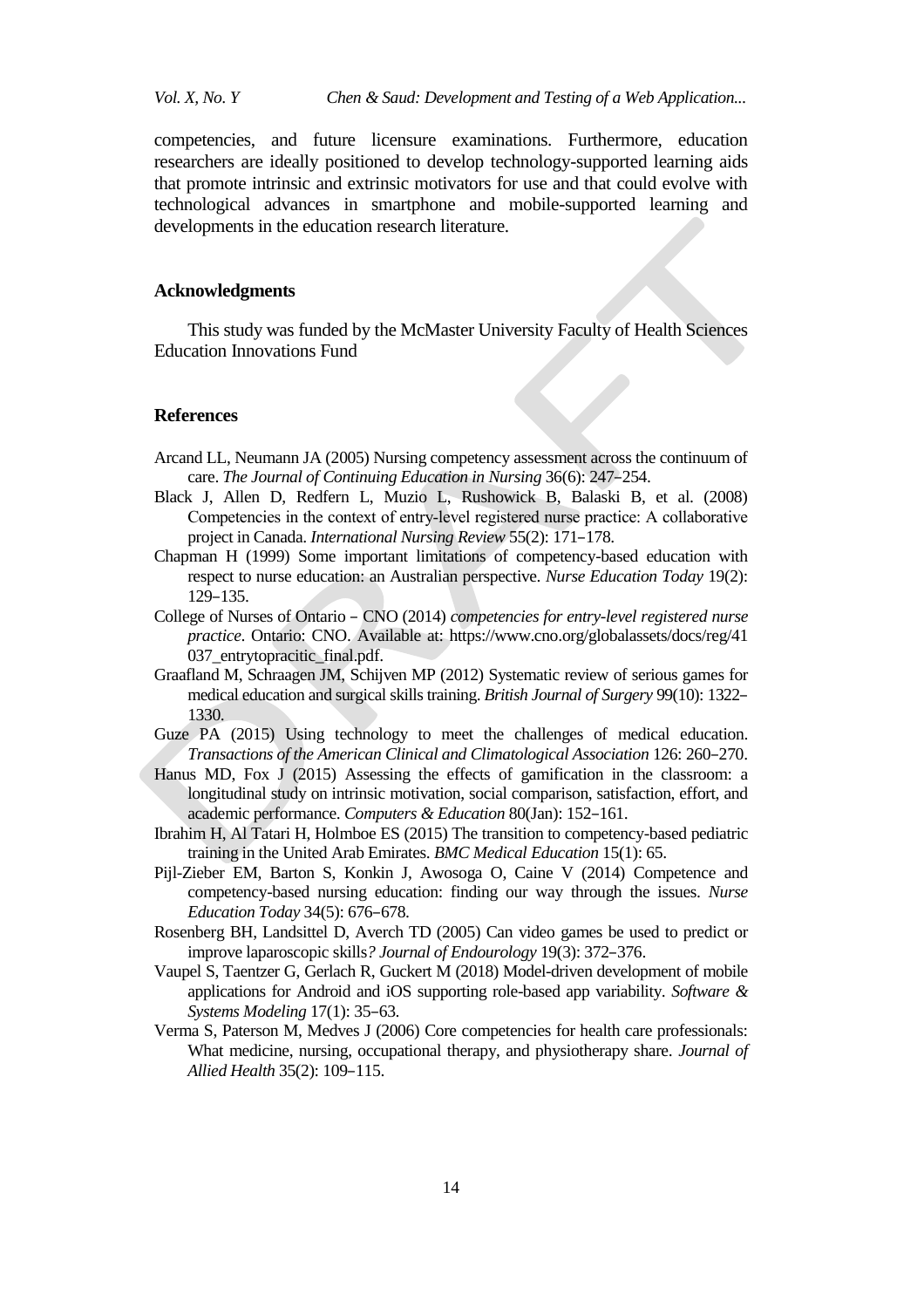competencies, and future licensure examinations. Furthermore, education researchers are ideally positioned to develop technology-supported learning aids that promote intrinsic and extrinsic motivators for use and that could evolve with technological advances in smartphone and mobile-supported learning and developments in the education research literature.

## Acknowledgments

This study was funded by the McMaster University Faculty of Health Sciences Education Innovations Fund

## References

Arcand LL, Neumann JA (2005) Nursing competency assessment across the continuum of care. *The Journal of Continuing Education in Nursing* 36(6): 247–254.

Black J, Allen D, Redfern L, Muzio L, Rushowick B, Balaski B, et al. (2008) Competencies in the context of entry-level registered nurse practice: A collaborative project in Canada. *International Nursing Review* 55(2): 171–178.

Chapman H (1999) Some important limitations of competency-based education with respect to nurse education: an Australian perspective. *Nurse Education Today* 19(2): 129–135.

College of Nurses of Ontario – CNO (2014) *competencies for entry-level registered nurse practice*. Ontario: CNO. Available at: https://www.cno.org/globalassets/docs/reg/41037_entrytopracitic_final.pdf.

Graafland M, Schraagen JM, Schijven MP (2012) Systematic review of serious games for medical education and surgical skills training. *British Journal of Surgery* 99(10): 1322–1330.

Guze PA (2015) Using technology to meet the challenges of medical education. *Transactions of the American Clinical and Climatological Association* 126: 260–270.

Hanus MD, Fox J (2015) Assessing the effects of gamification in the classroom: a longitudinal study on intrinsic motivation, social comparison, satisfaction, effort, and academic performance. *Computers & Education* 80(Jan): 152–161.

Ibrahim H, Al Tatari H, Holmboe ES (2015) The transition to competency-based pediatric training in the United Arab Emirates. *BMC Medical Education* 15(1): 65.

Pijl-Zieber EM, Barton S, Konkin J, Awosoga O, Caine V (2014) Competence and competency-based nursing education: finding our way through the issues. *Nurse Education Today* 34(5): 676–678.

Rosenberg BH, Landsittel D, Averch TD (2005) Can video games be used to predict or improve laparoscopic skills*? Journal of Endourology* 19(3): 372–376.

Vaupel S, Taentzer G, Gerlach R, Guckert M (2018) Model-driven development of mobile applications for Android and iOS supporting role-based app variability. *Software & Systems Modeling* 17(1): 35–63.

Verma S, Paterson M, Medves J (2006) Core competencies for health care professionals: What medicine, nursing, occupational therapy, and physiotherapy share. *Journal of Allied Health* 35(2): 109–115.